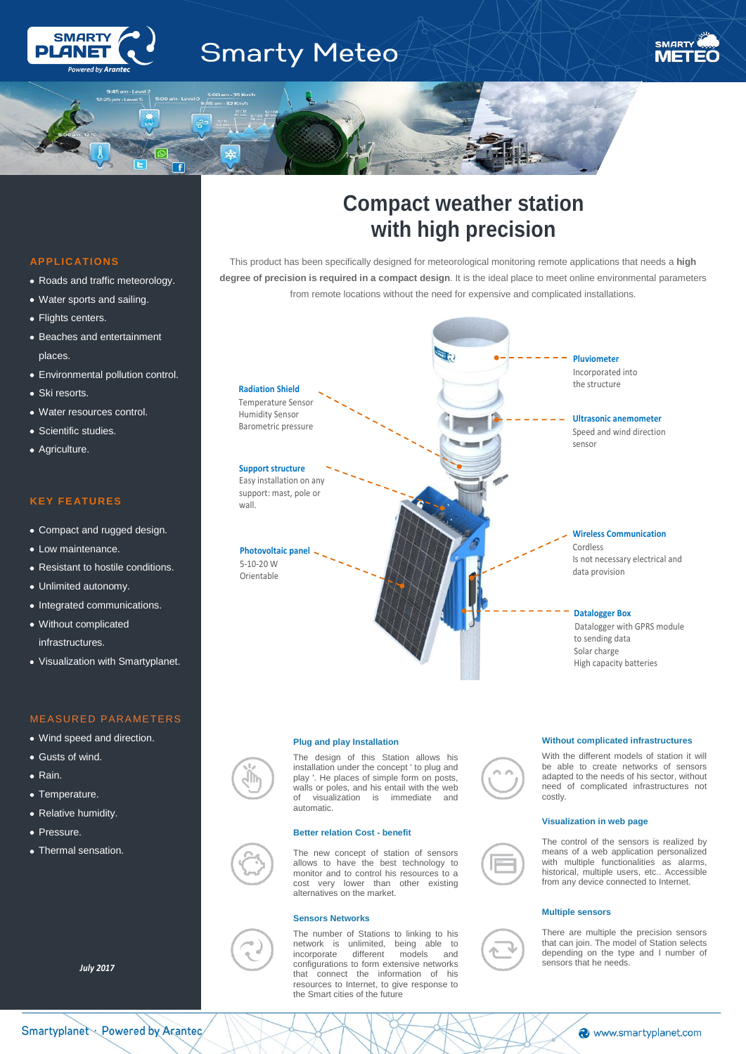# Smarty Meteo

## Compact weather station with high precision

This product has been specifically designed for meteorological monitoring remote applications that needs a **high degree of precision is required in a compact design**. It is the ideal place to meet online environmental parameters from remote locations without the need for expensive and complicated installations.

**Radiation Shield**
Temperature Sensor
Humidity Sensor
Barometric pressure

**Support structure**
Easy installation on any support: mast, pole or wall.

**Photovoltaic panel**
5-10-20 W
Orientable

**Pluviometer**
Incorporated into the structure

**Ultrasonic anemometer**
Speed and wind direction sensor

**Wireless Communication**
Cordless
Is not necessary electrical and data provision

**Datalogger Box**
Datalogger with GPRS module to sending data
Solar charge
High capacity batteries

### APPLICATIONS

- Roads and traffic meteorology.
- Water sports and sailing.
- Flights centers.
- Beaches and entertainment places.
- Environmental pollution control.
- Ski resorts.
- Water resources control.
- Scientific studies.
- Agriculture.

### KEY FEATURES

- Compact and rugged design.
- Low maintenance.
- Resistant to hostile conditions.
- Unlimited autonomy.
- Integrated communications.
- Without complicated infrastructures.
- Visualization with Smartyplanet.

### MEASURED PARAMETERS

- Wind speed and direction.
- Gusts of wind.
- Rain.
- Temperature.
- Relative humidity.
- Pressure.
- Thermal sensation.

*July 2017*

#### Plug and play Installation

The design of this Station allows his installation under the concept ' to plug and play '. He places of simple form on posts, walls or poles, and his integration in the web of visualization is immediate and automatic.

#### Better relation Cost - benefit

The new concept of station of sensors allows to have the best technology to monitor and to control his resources to a cost very lower than other existing alternatives on the market.

#### Sensors Networks

The number of Stations to linking to his network is unlimited, being able to incorporate different models and configurations to form extensive networks that connect the information of his resources to Internet, to give response to the Smart cities of the future

#### Without complicated infrastructures

With the different models of station it will be able to create networks of sensors adapted to the needs of his sector, without need of complicated infrastructures not costly.

#### Visualization in web page

The control of the sensors is realized by means of a web application personalized with multiple functionalities as alarms, historical, multiple users, etc.. Accessible from any device connected to Internet.

#### Multiple sensors

There are multiple the precision sensors that can join. The model of Station selects depending on the type and number of sensors that he needs.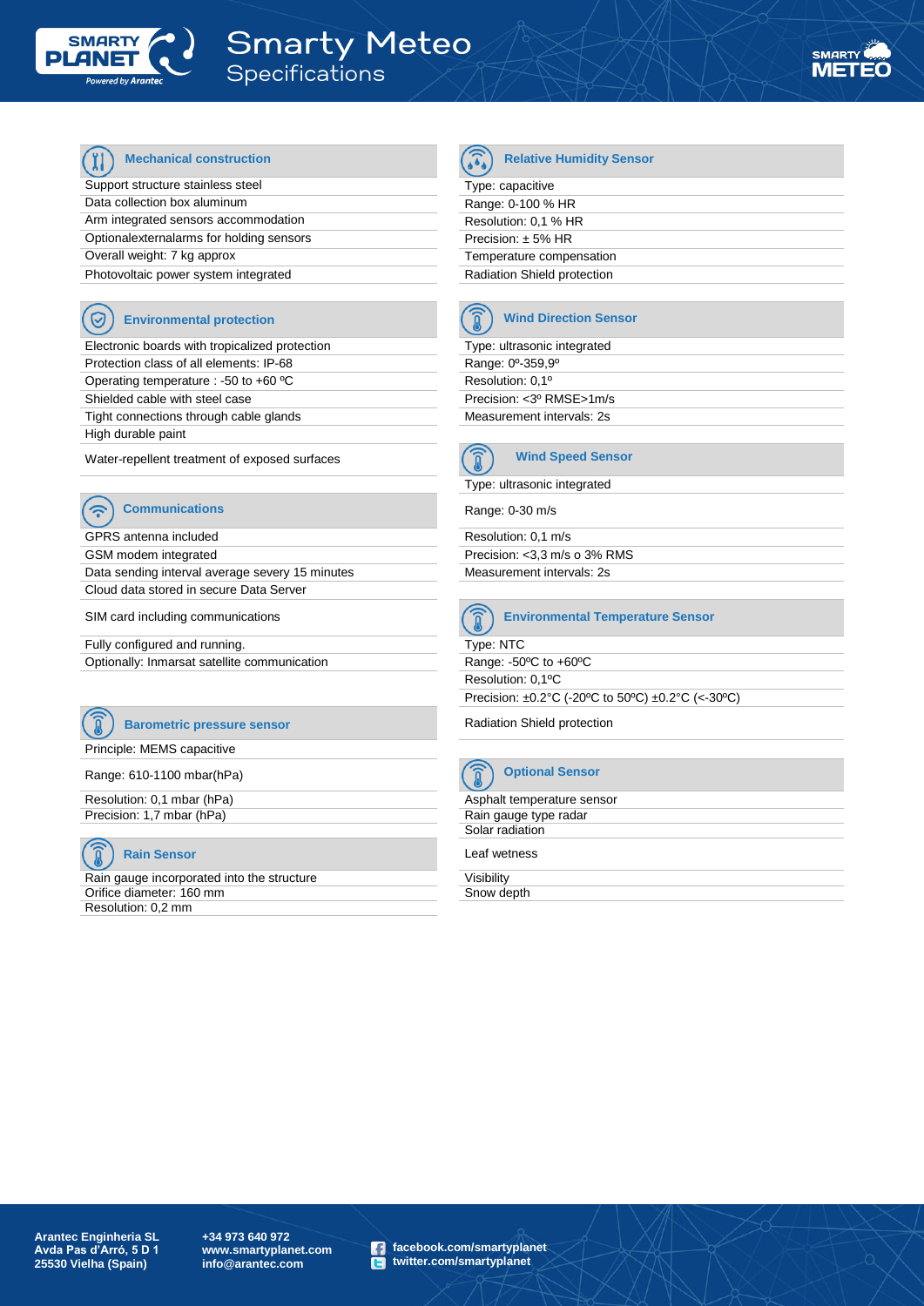# Smarty Meteo
## Specifications

### Mechanical construction

Support structure stainless steel
Data collection box aluminum
Arm integrated sensors accommodation
Optionalexternalarms for holding sensors
Overall weight: 7 kg approx
Photovoltaic power system integrated

### Environmental protection

Electronic boards with tropicalized protection
Protection class of all elements: IP-68
Operating temperature : -50 to +60 ºC
Shielded cable with steel case
Tight connections through cable glands
High durable paint
Water-repellent treatment of exposed surfaces

### Communications

GPRS antenna included
GSM modem integrated
Data sending interval average severy 15 minutes
Cloud data stored in secure Data Server
SIM card including communications
Fully configured and running.
Optionally: Inmarsat satellite communication

### Barometric pressure sensor

Principle: MEMS capacitive
Range: 610-1100 mbar(hPa)
Resolution: 0,1 mbar (hPa)
Precision: 1,7 mbar (hPa)

### Rain Sensor

Rain gauge incorporated into the structure
Orifice diameter: 160 mm
Resolution: 0,2 mm

### Relative Humidity Sensor

Type: capacitive
Range: 0-100 % HR
Resolution: 0,1 % HR
Precision: ± 5% HR
Temperature compensation
Radiation Shield protection

### Wind Direction Sensor

Type: ultrasonic integrated
Range: 0º-359,9º
Resolution: 0,1º
Precision: <3º RMSE>1m/s
Measurement intervals: 2s

### Wind Speed Sensor

Type: ultrasonic integrated
Range: 0-30 m/s
Resolution: 0,1 m/s
Precision: <3,3 m/s o 3% RMS
Measurement intervals: 2s

### Environmental Temperature Sensor

Type: NTC
Range: -50ºC to +60ºC
Resolution: 0,1ºC
Precision: ±0.2°C (-20ºC to 50ºC) ±0.2°C (<-30ºC)
Radiation Shield protection

### Optional Sensor

Asphalt temperature sensor
Rain gauge type radar
Solar radiation
Leaf wetness
Visibility
Snow depth

**Arantec Enginheria SL**
**Avda Pas d'Arró, 5 D 1**
**25530 Vielha (Spain)**

**+34 973 640 972**
**www.smartyplanet.com**
**info@arantec.com**

**facebook.com/smartyplanet**
**twitter.com/smartyplanet**